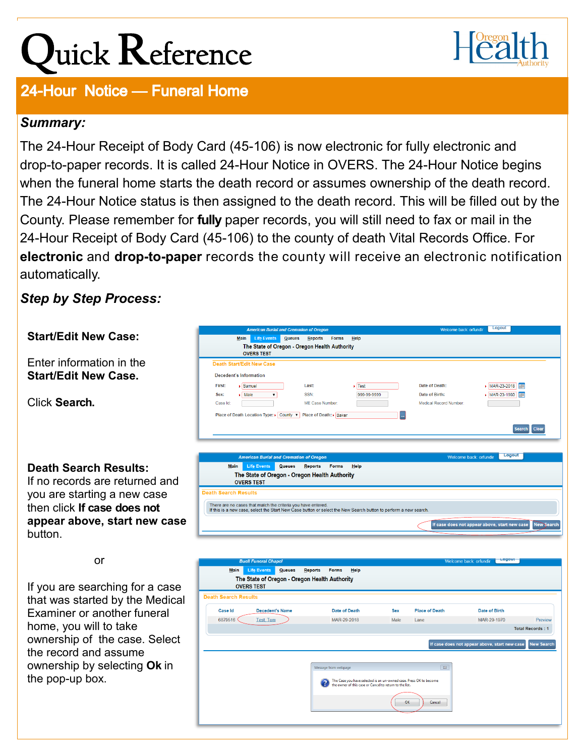# Quick Reference

## 24-Hour Notice — Funeral Home

### *Summary:*

The 24-Hour Receipt of Body Card (45-106) is now electronic for fully electronic and drop-to-paper records. It is called 24-Hour Notice in OVERS. The 24-Hour Notice begins when the funeral home starts the death record or assumes ownership of the death record. The 24-Hour Notice status is then assigned to the death record. This will be filled out by the County. Please remember for **fully** paper records, you will still need to fax or mail in the 24-Hour Receipt of Body Card (45-106) to the county of death Vital Records Office. For **electronic** and **drop-to-paper** records the county will receive an electronic notification automatically.

### *Step by Step Process:*

**Start/Edit New Case:**

Enter information in the **Start/Edit New Case.**

Click **Search.**

**Death Search Results:**
If no records are returned and you are starting a new case then click **If case does not appear above, start new case** button.

or

If you are searching for a case that was started by the Medical Examiner or another funeral home, you will to take ownership of the case. Select the record and assume ownership by selecting **Ok** in the pop-up box.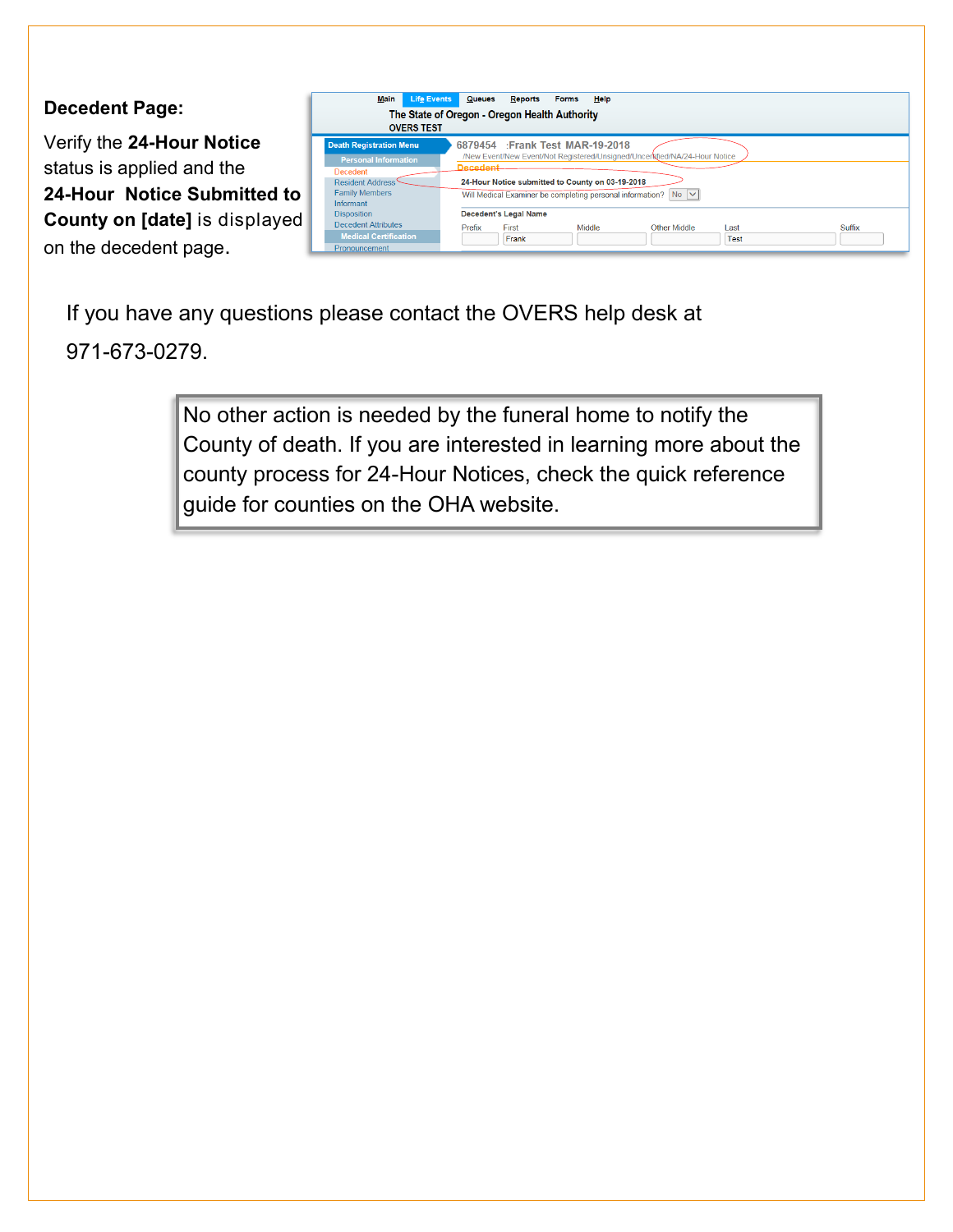**Decedent Page:**

Verify the **24-Hour Notice** status is applied and the **24-Hour Notice Submitted to County on [date]** is displayed on the decedent page.

If you have any questions please contact the OVERS help desk at 971-673-0279.

No other action is needed by the funeral home to notify the County of death. If you are interested in learning more about the county process for 24-Hour Notices, check the quick reference guide for counties on the OHA website.